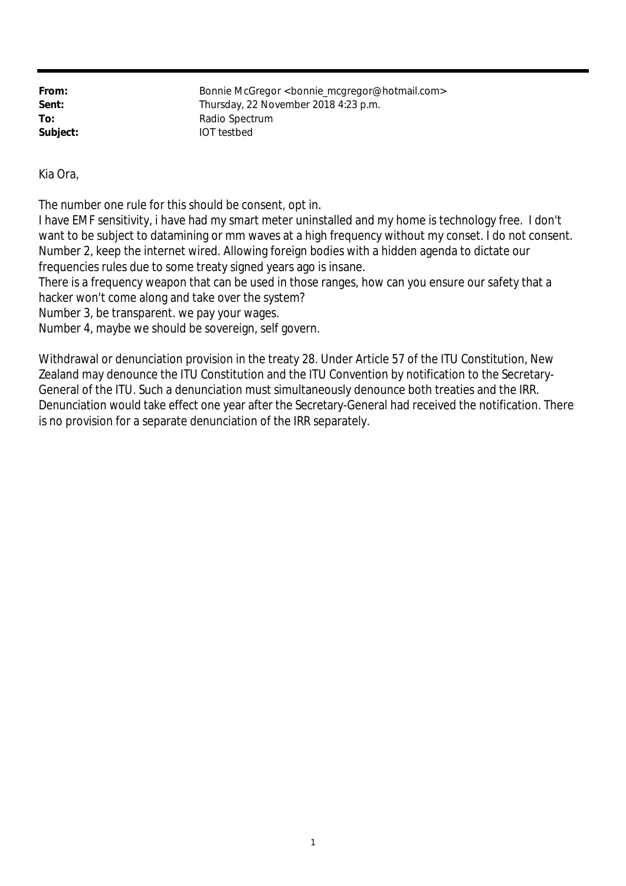| | |
|---|---|
| **From:** | Bonnie McGregor <bonnie_mcgregor@hotmail.com> |
| **Sent:** | Thursday, 22 November 2018 4:23 p.m. |
| **To:** | Radio Spectrum |
| **Subject:** | IOT testbed |

Kia Ora,

The number one rule for this should be consent, opt in.
I have EMF sensitivity, i have had my smart meter uninstalled and my home is technology free. I don't want to be subject to datamining or mm waves at a high frequency without my conset. I do not consent.
Number 2, keep the internet wired. Allowing foreign bodies with a hidden agenda to dictate our frequencies rules due to some treaty signed years ago is insane.
There is a frequency weapon that can be used in those ranges, how can you ensure our safety that a hacker won't come along and take over the system?
Number 3, be transparent. we pay your wages.
Number 4, maybe we should be sovereign, self govern.

Withdrawal or denunciation provision in the treaty 28. Under Article 57 of the ITU Constitution, New Zealand may denounce the ITU Constitution and the ITU Convention by notification to the Secretary-General of the ITU. Such a denunciation must simultaneously denounce both treaties and the IRR. Denunciation would take effect one year after the Secretary-General had received the notification. There is no provision for a separate denunciation of the IRR separately.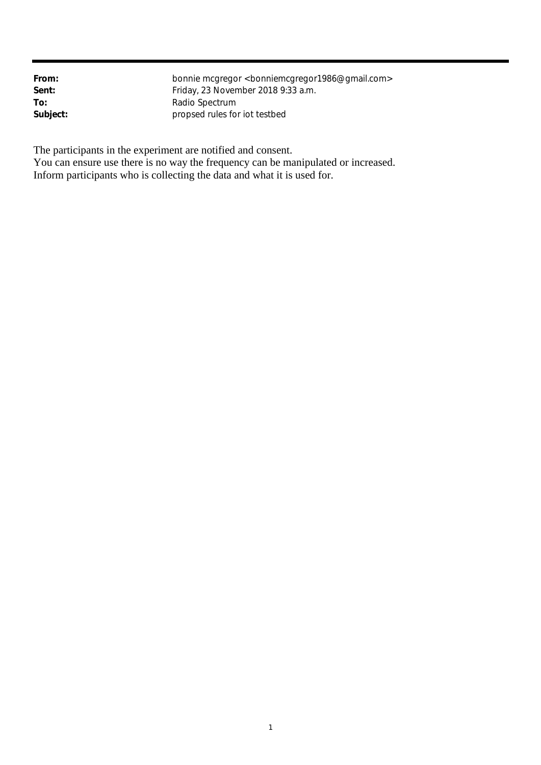| | |
|---|---|
| **From:** | bonnie mcgregor <bonniemcgregor1986@gmail.com> |
| **Sent:** | Friday, 23 November 2018 9:33 a.m. |
| **To:** | Radio Spectrum |
| **Subject:** | propsed rules for iot testbed |

The participants in the experiment are notified and consent.
You can ensure use there is no way the frequency can be manipulated or increased.
Inform participants who is collecting the data and what it is used for.